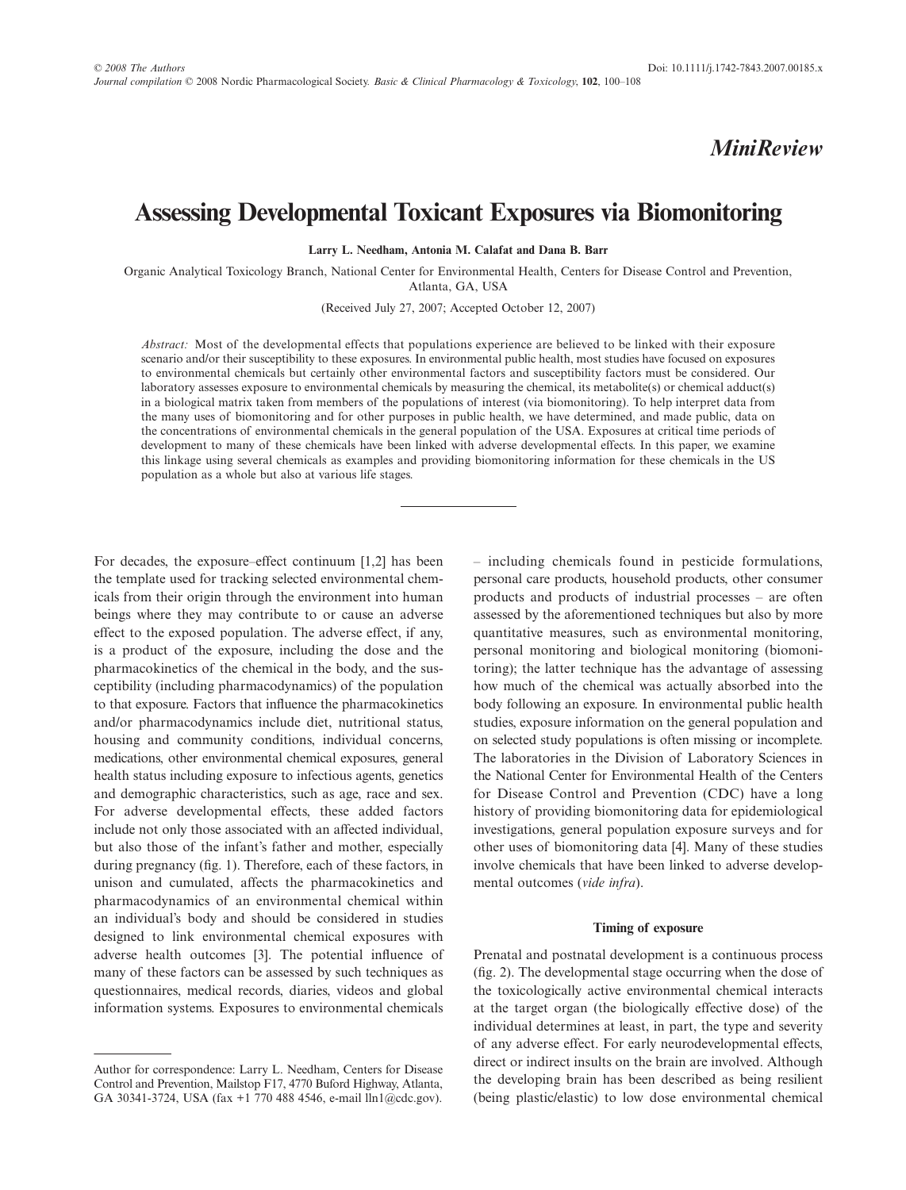*MiniReview*

# Assessing Developmental Toxicant Exposures via Biomonitoring

**Larry L. Needham, Antonia M. Calafat and Dana B. Barr**

Organic Analytical Toxicology Branch, National Center for Environmental Health, Centers for Disease Control and Prevention, Atlanta, GA, USA

(Received July 27, 2007; Accepted October 12, 2007)

*Abstract:* Most of the developmental effects that populations experience are believed to be linked with their exposure scenario and/or their susceptibility to these exposures. In environmental public health, most studies have focused on exposures to environmental chemicals but certainly other environmental factors and susceptibility factors must be considered. Our laboratory assesses exposure to environmental chemicals by measuring the chemical, its metabolite(s) or chemical adduct(s) in a biological matrix taken from members of the populations of interest (via biomonitoring). To help interpret data from the many uses of biomonitoring and for other purposes in public health, we have determined, and made public, data on the concentrations of environmental chemicals in the general population of the USA. Exposures at critical time periods of development to many of these chemicals have been linked with adverse developmental effects. In this paper, we examine this linkage using several chemicals as examples and providing biomonitoring information for these chemicals in the US population as a whole but also at various life stages.

---

For decades, the exposure–effect continuum [1,2] has been the template used for tracking selected environmental chemicals from their origin through the environment into human beings where they may contribute to or cause an adverse effect to the exposed population. The adverse effect, if any, is a product of the exposure, including the dose and the pharmacokinetics of the chemical in the body, and the susceptibility (including pharmacodynamics) of the population to that exposure. Factors that influence the pharmacokinetics and/or pharmacodynamics include diet, nutritional status, housing and community conditions, individual concerns, medications, other environmental chemical exposures, general health status including exposure to infectious agents, genetics and demographic characteristics, such as age, race and sex. For adverse developmental effects, these added factors include not only those associated with an affected individual, but also those of the infant's father and mother, especially during pregnancy (fig. 1). Therefore, each of these factors, in unison and cumulated, affects the pharmacokinetics and pharmacodynamics of an environmental chemical within an individual's body and should be considered in studies designed to link environmental chemical exposures with adverse health outcomes [3]. The potential influence of many of these factors can be assessed by such techniques as questionnaires, medical records, diaries, videos and global information systems. Exposures to environmental chemicals – including chemicals found in pesticide formulations, personal care products, household products, other consumer products and products of industrial processes – are often assessed by the aforementioned techniques but also by more quantitative measures, such as environmental monitoring, personal monitoring and biological monitoring (biomonitoring); the latter technique has the advantage of assessing how much of the chemical was actually absorbed into the body following an exposure. In environmental public health studies, exposure information on the general population and on selected study populations is often missing or incomplete. The laboratories in the Division of Laboratory Sciences in the National Center for Environmental Health of the Centers for Disease Control and Prevention (CDC) have a long history of providing biomonitoring data for epidemiological investigations, general population exposure surveys and for other uses of biomonitoring data [4]. Many of these studies involve chemicals that have been linked to adverse developmental outcomes (*vide infra*).

### Timing of exposure

Prenatal and postnatal development is a continuous process (fig. 2). The developmental stage occurring when the dose of the toxicologically active environmental chemical interacts at the target organ (the biologically effective dose) of the individual determines at least, in part, the type and severity of any adverse effect. For early neurodevelopmental effects, direct or indirect insults on the brain are involved. Although the developing brain has been described as being resilient (being plastic/elastic) to low dose environmental chemical

---

Author for correspondence: Larry L. Needham, Centers for Disease Control and Prevention, Mailstop F17, 4770 Buford Highway, Atlanta, GA 30341-3724, USA (fax +1 770 488 4546, e-mail lln1@cdc.gov).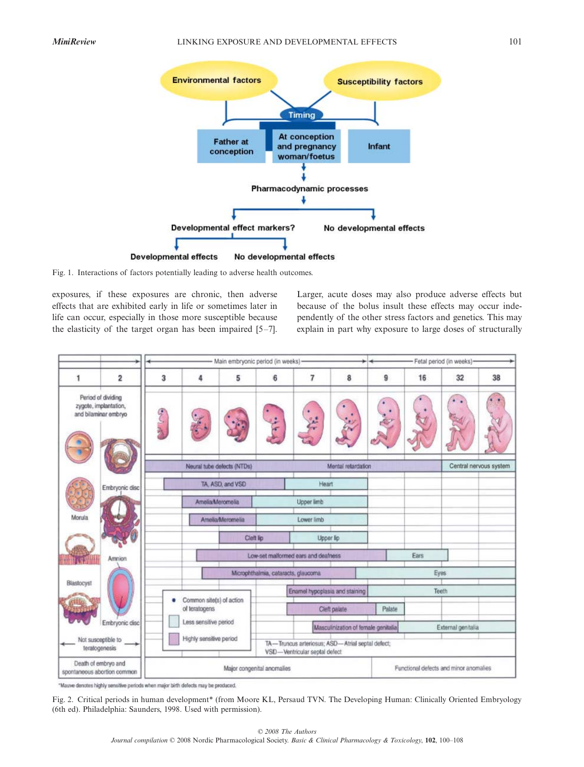Fig. 1. Interactions of factors potentially leading to adverse health outcomes.

exposures, if these exposures are chronic, then adverse effects that are exhibited early in life or sometimes later in life can occur, especially in those more susceptible because the elasticity of the target organ has been impaired [5–7]. Larger, acute doses may also produce adverse effects but because of the bolus insult these effects may occur independently of the other stress factors and genetics. This may explain in part why exposure to large doses of structurally

Fig. 2. Critical periods in human development* (from Moore KL, Persaud TVN. The Developing Human: Clinically Oriented Embryology (6th ed). Philadelphia: Saunders, 1998. Used with permission).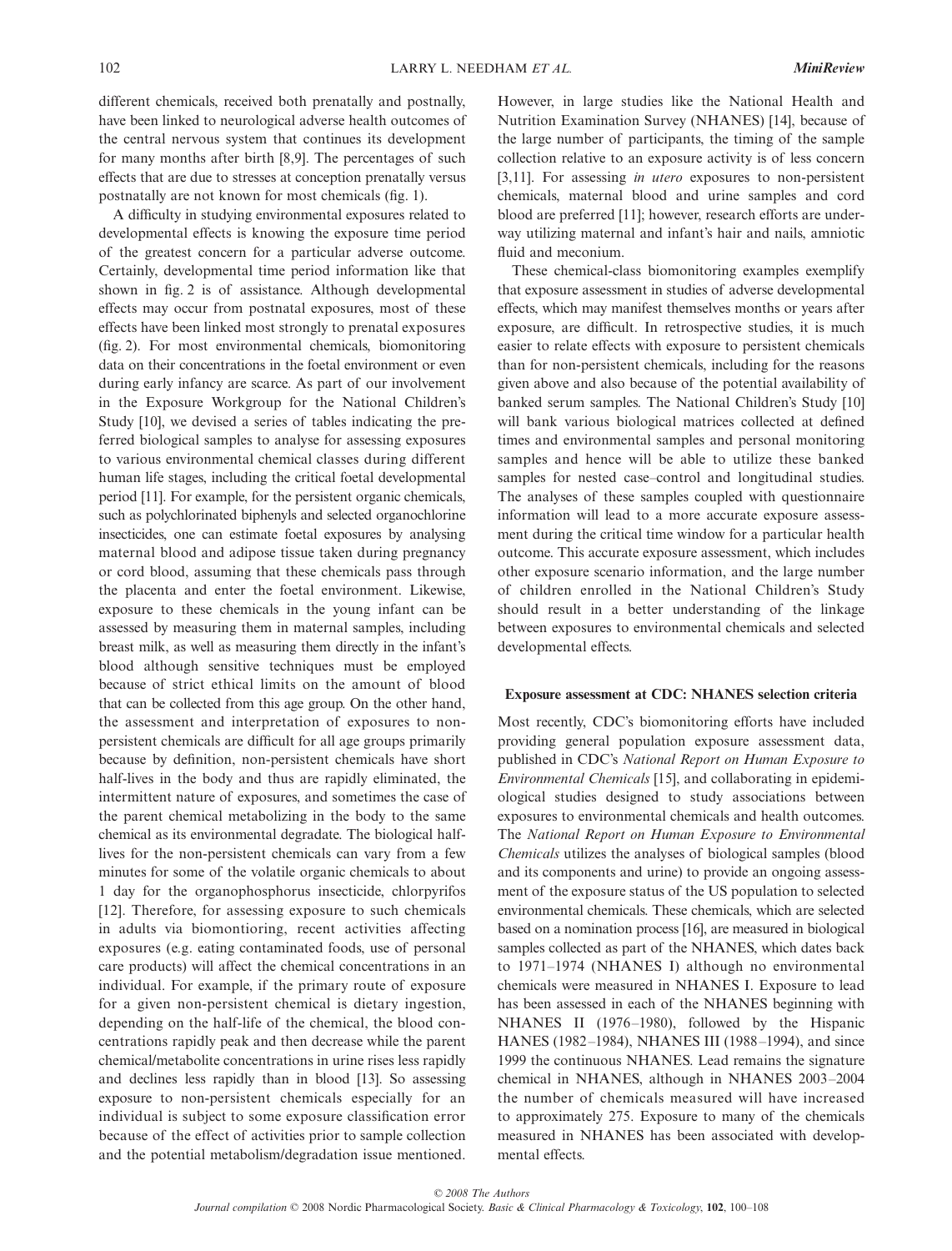different chemicals, received both prenatally and postnally, have been linked to neurological adverse health outcomes of the central nervous system that continues its development for many months after birth [8,9]. The percentages of such effects that are due to stresses at conception prenatally versus postnatally are not known for most chemicals (fig. 1).

A difficulty in studying environmental exposures related to developmental effects is knowing the exposure time period of the greatest concern for a particular adverse outcome. Certainly, developmental time period information like that shown in fig. 2 is of assistance. Although developmental effects may occur from postnatal exposures, most of these effects have been linked most strongly to prenatal exposures (fig. 2). For most environmental chemicals, biomonitoring data on their concentrations in the foetal environment or even during early infancy are scarce. As part of our involvement in the Exposure Workgroup for the National Children's Study [10], we devised a series of tables indicating the preferred biological samples to analyse for assessing exposures to various environmental chemical classes during different human life stages, including the critical foetal developmental period [11]. For example, for the persistent organic chemicals, such as polychlorinated biphenyls and selected organochlorine insecticides, one can estimate foetal exposures by analysing maternal blood and adipose tissue taken during pregnancy or cord blood, assuming that these chemicals pass through the placenta and enter the foetal environment. Likewise, exposure to these chemicals in the young infant can be assessed by measuring them in maternal samples, including breast milk, as well as measuring them directly in the infant's blood although sensitive techniques must be employed because of strict ethical limits on the amount of blood that can be collected from this age group. On the other hand, the assessment and interpretation of exposures to non-persistent chemicals are difficult for all age groups primarily because by definition, non-persistent chemicals have short half-lives in the body and thus are rapidly eliminated, the intermittent nature of exposures, and sometimes the case of the parent chemical metabolizing in the body to the same chemical as its environmental degradate. The biological half-lives for the non-persistent chemicals can vary from a few minutes for some of the volatile organic chemicals to about 1 day for the organophosphorus insecticide, chlorpyrifos [12]. Therefore, for assessing exposure to such chemicals in adults via biomontioring, recent activities affecting exposures (e.g. eating contaminated foods, use of personal care products) will affect the chemical concentrations in an individual. For example, if the primary route of exposure for a given non-persistent chemical is dietary ingestion, depending on the half-life of the chemical, the blood concentrations rapidly peak and then decrease while the parent chemical/metabolite concentrations in urine rises less rapidly and declines less rapidly than in blood [13]. So assessing exposure to non-persistent chemicals especially for an individual is subject to some exposure classification error because of the effect of activities prior to sample collection and the potential metabolism/degradation issue mentioned. However, in large studies like the National Health and Nutrition Examination Survey (NHANES) [14], because of the large number of participants, the timing of the sample collection relative to an exposure activity is of less concern [3,11]. For assessing *in utero* exposures to non-persistent chemicals, maternal blood and urine samples and cord blood are preferred [11]; however, research efforts are underway utilizing maternal and infant's hair and nails, amniotic fluid and meconium.

These chemical-class biomonitoring examples exemplify that exposure assessment in studies of adverse developmental effects, which may manifest themselves months or years after exposure, are difficult. In retrospective studies, it is much easier to relate effects with exposure to persistent chemicals than for non-persistent chemicals, including for the reasons given above and also because of the potential availability of banked serum samples. The National Children's Study [10] will bank various biological matrices collected at defined times and environmental samples and personal monitoring samples and hence will be able to utilize these banked samples for nested case–control and longitudinal studies. The analyses of these samples coupled with questionnaire information will lead to a more accurate exposure assessment during the critical time window for a particular health outcome. This accurate exposure assessment, which includes other exposure scenario information, and the large number of children enrolled in the National Children's Study should result in a better understanding of the linkage between exposures to environmental chemicals and selected developmental effects.

## Exposure assessment at CDC: NHANES selection criteria

Most recently, CDC's biomonitoring efforts have included providing general population exposure assessment data, published in CDC's *National Report on Human Exposure to Environmental Chemicals* [15], and collaborating in epidemiological studies designed to study associations between exposures to environmental chemicals and health outcomes. The *National Report on Human Exposure to Environmental Chemicals* utilizes the analyses of biological samples (blood and its components and urine) to provide an ongoing assessment of the exposure status of the US population to selected environmental chemicals. These chemicals, which are selected based on a nomination process [16], are measured in biological samples collected as part of the NHANES, which dates back to 1971–1974 (NHANES I) although no environmental chemicals were measured in NHANES I. Exposure to lead has been assessed in each of the NHANES beginning with NHANES II (1976–1980), followed by the Hispanic HANES (1982–1984), NHANES III (1988–1994), and since 1999 the continuous NHANES. Lead remains the signature chemical in NHANES, although in NHANES 2003–2004 the number of chemicals measured will have increased to approximately 275. Exposure to many of the chemicals measured in NHANES has been associated with developmental effects.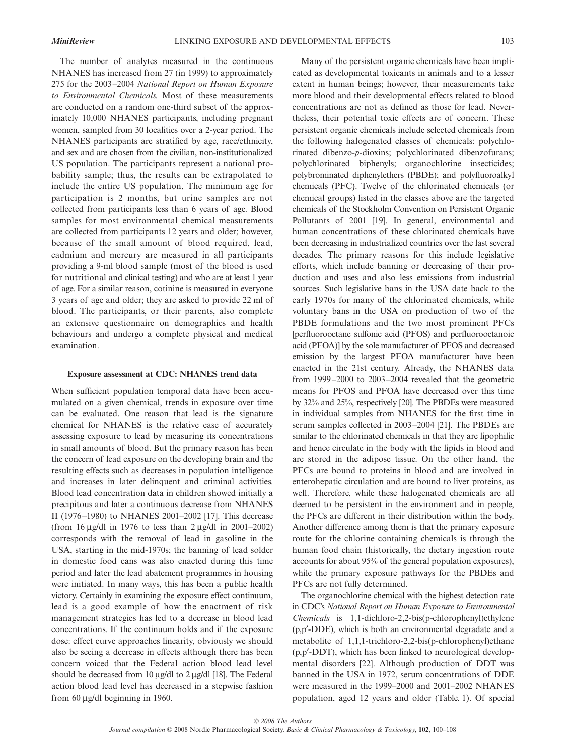The number of analytes measured in the continuous NHANES has increased from 27 (in 1999) to approximately 275 for the 2003–2004 *National Report on Human Exposure to Environmental Chemicals.* Most of these measurements are conducted on a random one-third subset of the approximately 10,000 NHANES participants, including pregnant women, sampled from 30 localities over a 2-year period. The NHANES participants are stratified by age, race/ethnicity, and sex and are chosen from the civilian, non-institutionalized US population. The participants represent a national probability sample; thus, the results can be extrapolated to include the entire US population. The minimum age for participation is 2 months, but urine samples are not collected from participants less than 6 years of age. Blood samples for most environmental chemical measurements are collected from participants 12 years and older; however, because of the small amount of blood required, lead, cadmium and mercury are measured in all participants providing a 9-ml blood sample (most of the blood is used for nutritional and clinical testing) and who are at least 1 year of age. For a similar reason, cotinine is measured in everyone 3 years of age and older; they are asked to provide 22 ml of blood. The participants, or their parents, also complete an extensive questionnaire on demographics and health behaviours and undergo a complete physical and medical examination.

### Exposure assessment at CDC: NHANES trend data

When sufficient population temporal data have been accumulated on a given chemical, trends in exposure over time can be evaluated. One reason that lead is the signature chemical for NHANES is the relative ease of accurately assessing exposure to lead by measuring its concentrations in small amounts of blood. But the primary reason has been the concern of lead exposure on the developing brain and the resulting effects such as decreases in population intelligence and increases in later delinquent and criminal activities. Blood lead concentration data in children showed initially a precipitous and later a continuous decrease from NHANES II (1976–1980) to NHANES 2001–2002 [17]. This decrease (from 16 μg/dl in 1976 to less than 2 μg/dl in 2001–2002) corresponds with the removal of lead in gasoline in the USA, starting in the mid-1970s; the banning of lead solder in domestic food cans was also enacted during this time period and later the lead abatement programmes in housing were initiated. In many ways, this has been a public health victory. Certainly in examining the exposure effect continuum, lead is a good example of how the enactment of risk management strategies has led to a decrease in blood lead concentrations. If the continuum holds and if the exposure dose: effect curve approaches linearity, obviously we should also be seeing a decrease in effects although there has been concern voiced that the Federal action blood lead level should be decreased from 10 μg/dl to 2 μg/dl [18]. The Federal action blood lead level has decreased in a stepwise fashion from 60 μg/dl beginning in 1960.

Many of the persistent organic chemicals have been implicated as developmental toxicants in animals and to a lesser extent in human beings; however, their measurements take more blood and their developmental effects related to blood concentrations are not as defined as those for lead. Nevertheless, their potential toxic effects are of concern. These persistent organic chemicals include selected chemicals from the following halogenated classes of chemicals: polychlorinated dibenzo-*p*-dioxins; polychlorinated dibenzofurans; polychlorinated biphenyls; organochlorine insecticides; polybrominated diphenylethers (PBDE); and polyfluoroalkyl chemicals (PFC). Twelve of the chlorinated chemicals (or chemical groups) listed in the classes above are the targeted chemicals of the Stockholm Convention on Persistent Organic Pollutants of 2001 [19]. In general, environmental and human concentrations of these chlorinated chemicals have been decreasing in industrialized countries over the last several decades. The primary reasons for this include legislative efforts, which include banning or decreasing of their production and uses and also less emissions from industrial sources. Such legislative bans in the USA date back to the early 1970s for many of the chlorinated chemicals, while voluntary bans in the USA on production of two of the PBDE formulations and the two most prominent PFCs [perfluorooctane sulfonic acid (PFOS) and perfluorooctanoic acid (PFOA)] by the sole manufacturer of PFOS and decreased emission by the largest PFOA manufacturer have been enacted in the 21st century. Already, the NHANES data from 1999–2000 to 2003–2004 revealed that the geometric means for PFOS and PFOA have decreased over this time by 32% and 25%, respectively [20]. The PBDEs were measured in individual samples from NHANES for the first time in serum samples collected in 2003–2004 [21]. The PBDEs are similar to the chlorinated chemicals in that they are lipophilic and hence circulate in the body with the lipids in blood and are stored in the adipose tissue. On the other hand, the PFCs are bound to proteins in blood and are involved in enterohepatic circulation and are bound to liver proteins, as well. Therefore, while these halogenated chemicals are all deemed to be persistent in the environment and in people, the PFCs are different in their distribution within the body. Another difference among them is that the primary exposure route for the chlorine containing chemicals is through the human food chain (historically, the dietary ingestion route accounts for about 95% of the general population exposures), while the primary exposure pathways for the PBDEs and PFCs are not fully determined.

The organochlorine chemical with the highest detection rate in CDC's *National Report on Human Exposure to Environmental Chemicals* is 1,1-dichloro-2,2-bis(p-chlorophenyl)ethylene (p,p′-DDE), which is both an environmental degradate and a metabolite of 1,1,1-trichloro-2,2-bis(p-chlorophenyl)ethane (p,p′-DDT), which has been linked to neurological developmental disorders [22]. Although production of DDT was banned in the USA in 1972, serum concentrations of DDE were measured in the 1999–2000 and 2001–2002 NHANES population, aged 12 years and older (Table. 1). Of special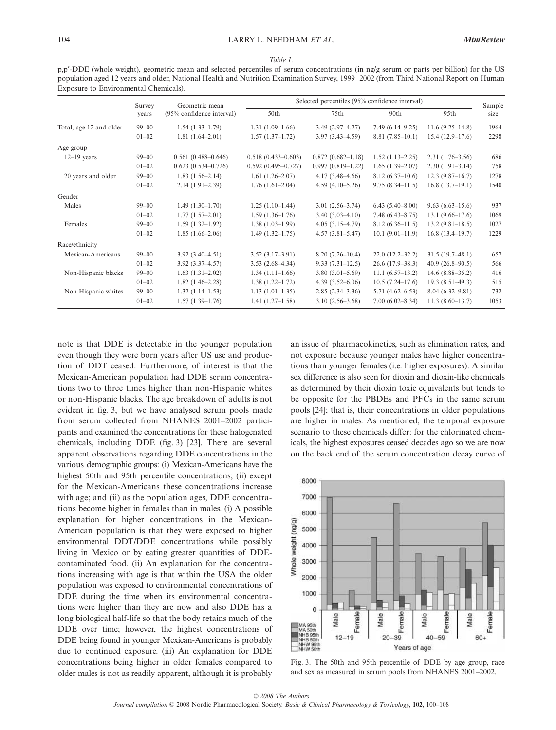*Table 1.*

p,p′-DDE (whole weight), geometric mean and selected percentiles of serum concentrations (in ng/g serum or parts per billion) for the US population aged 12 years and older, National Health and Nutrition Examination Survey, 1999–2002 (from Third National Report on Human Exposure to Environmental Chemicals).

| | Survey years | Geometric mean (95% confidence interval) | Selected percentiles (95% confidence interval) | | | | Sample size |
|---|---|---|---|---|---|---|---|
| | | | 50th | 75th | 90th | 95th | |
| Total, age 12 and older | 99–00 | 1.54 (1.33–1.79) | 1.31 (1.09–1.66) | 3.49 (2.97–4.27) | 7.49 (6.14–9.25) | 11.6 (9.25–14.8) | 1964 |
| | 01–02 | 1.81 (1.64–2.01) | 1.57 (1.37–1.72) | 3.97 (3.43–4.59) | 8.81 (7.85–10.1) | 15.4 (12.9–17.6) | 2298 |
| Age group | | | | | | | |
| 12–19 years | 99–00 | 0.561 (0.488–0.646) | 0.518 (0.433–0.603) | 0.872 (0.682–1.18) | 1.52 (1.13–2.25) | 2.31 (1.76–3.56) | 686 |
| | 01–02 | 0.623 (0.534–0.726) | 0.592 (0.495–0.727) | 0.997 (0.819–1.22) | 1.65 (1.39–2.07) | 2.30 (1.91–3.14) | 758 |
| 20 years and older | 99–00 | 1.83 (1.56–2.14) | 1.61 (1.26–2.07) | 4.17 (3.48–4.66) | 8.12 (6.37–10.6) | 12.3 (9.87–16.7) | 1278 |
| | 01–02 | 2.14 (1.91–2.39) | 1.76 (1.61–2.04) | 4.59 (4.10–5.26) | 9.75 (8.34–11.5) | 16.8 (13.7–19.1) | 1540 |
| Gender | | | | | | | |
| Males | 99–00 | 1.49 (1.30–1.70) | 1.25 (1.10–1.44) | 3.01 (2.56–3.74) | 6.43 (5.40–8.00) | 9.63 (6.63–15.6) | 937 |
| | 01–02 | 1.77 (1.57–2.01) | 1.59 (1.36–1.76) | 3.40 (3.03–4.10) | 7.48 (6.43–8.75) | 13.1 (9.66–17.6) | 1069 |
| Females | 99–00 | 1.59 (1.32–1.92) | 1.38 (1.03–1.99) | 4.05 (3.15–4.79) | 8.12 (6.36–11.5) | 13.2 (9.81–18.5) | 1027 |
| | 01–02 | 1.85 (1.66–2.06) | 1.49 (1.32–1.75) | 4.57 (3.81–5.47) | 10.1 (9.01–11.9) | 16.8 (13.4–19.7) | 1229 |
| Race/ethnicity | | | | | | | |
| Mexican-Americans | 99–00 | 3.92 (3.40–4.51) | 3.52 (3.17–3.91) | 8.20 (7.26–10.4) | 22.0 (12.2–32.2) | 31.5 (19.7–48.1) | 657 |
| | 01–02 | 3.92 (3.37–4.57) | 3.53 (2.68–4.34) | 9.33 (7.31–12.5) | 26.6 (17.9–38.3) | 40.9 (26.8–90.5) | 566 |
| Non-Hispanic blacks | 99–00 | 1.63 (1.31–2.02) | 1.34 (1.11–1.66) | 3.80 (3.01–5.69) | 11.1 (6.57–13.2) | 14.6 (8.88–35.2) | 416 |
| | 01–02 | 1.82 (1.46–2.28) | 1.38 (1.22–1.72) | 4.39 (3.52–6.06) | 10.5 (7.24–17.6) | 19.3 (8.51–49.3) | 515 |
| Non-Hispanic whites | 99–00 | 1.32 (1.14–1.53) | 1.13 (1.01–1.35) | 2.85 (2.34–3.36) | 5.71 (4.62–6.53) | 8.04 (6.32–9.81) | 732 |
| | 01–02 | 1.57 (1.39–1.76) | 1.41 (1.27–1.58) | 3.10 (2.56–3.68) | 7.00 (6.02–8.34) | 11.3 (8.60–13.7) | 1053 |

note is that DDE is detectable in the younger population even though they were born years after US use and production of DDT ceased. Furthermore, of interest is that the Mexican-American population had DDE serum concentrations two to three times higher than non-Hispanic whites or non-Hispanic blacks. The age breakdown of adults is not evident in fig. 3, but we have analysed serum pools made from serum collected from NHANES 2001–2002 participants and examined the concentrations for these halogenated chemicals, including DDE (fig. 3) [23]. There are several apparent observations regarding DDE concentrations in the various demographic groups: (i) Mexican-Americans have the highest 50th and 95th percentile concentrations; (ii) except for the Mexican-Americans these concentrations increase with age; and (ii) as the population ages, DDE concentrations become higher in females than in males. (i) A possible explanation for higher concentrations in the Mexican-American population is that they were exposed to higher environmental DDT/DDE concentrations while possibly living in Mexico or by eating greater quantities of DDE-contaminated food. (ii) An explanation for the concentrations increasing with age is that within the USA the older population was exposed to environmental concentrations of DDE during the time when its environmental concentrations were higher than they are now and also DDE has a long biological half-life so that the body retains much of the DDE over time; however, the highest concentrations of DDE being found in younger Mexican-Americans is probably due to continued exposure. (iii) An explanation for DDE concentrations being higher in older females compared to older males is not as readily apparent, although it is probably an issue of pharmacokinetics, such as elimination rates, and not exposure because younger males have higher concentrations than younger females (i.e. higher exposures). A similar sex difference is also seen for dioxin and dioxin-like chemicals as determined by their dioxin toxic equivalents but tends to be opposite for the PBDEs and PFCs in the same serum pools [24]; that is, their concentrations in older populations are higher in males. As mentioned, the temporal exposure scenario to these chemicals differ: for the chlorinated chemicals, the highest exposures ceased decades ago so we are now on the back end of the serum concentration decay curve of

Fig. 3. The 50th and 95th percentile of DDE by age group, race and sex as measured in serum pools from NHANES 2001–2002.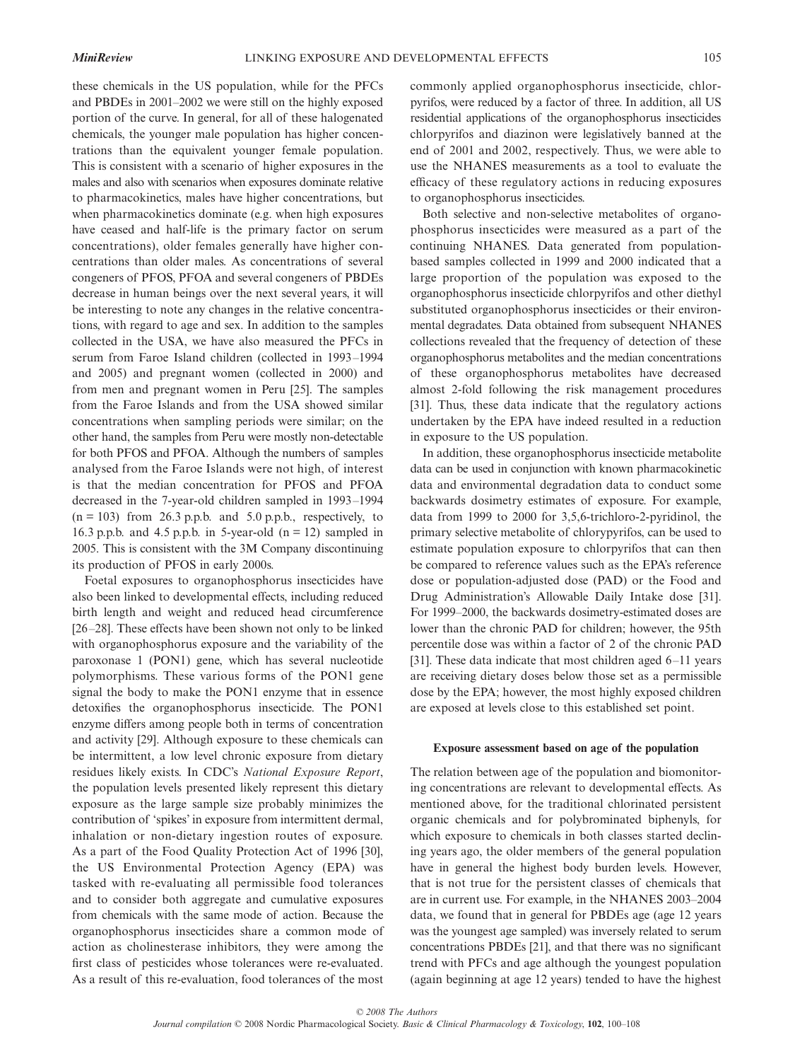these chemicals in the US population, while for the PFCs and PBDEs in 2001–2002 we were still on the highly exposed portion of the curve. In general, for all of these halogenated chemicals, the younger male population has higher concentrations than the equivalent younger female population. This is consistent with a scenario of higher exposures in the males and also with scenarios when exposures dominate relative to pharmacokinetics, males have higher concentrations, but when pharmacokinetics dominate (e.g. when high exposures have ceased and half-life is the primary factor on serum concentrations), older females generally have higher concentrations than older males. As concentrations of several congeners of PFOS, PFOA and several congeners of PBDEs decrease in human beings over the next several years, it will be interesting to note any changes in the relative concentrations, with regard to age and sex. In addition to the samples collected in the USA, we have also measured the PFCs in serum from Faroe Island children (collected in 1993–1994 and 2005) and pregnant women (collected in 2000) and from men and pregnant women in Peru [25]. The samples from the Faroe Islands and from the USA showed similar concentrations when sampling periods were similar; on the other hand, the samples from Peru were mostly non-detectable for both PFOS and PFOA. Although the numbers of samples analysed from the Faroe Islands were not high, of interest is that the median concentration for PFOS and PFOA decreased in the 7-year-old children sampled in 1993–1994 ($n = 103$) from 26.3 p.p.b. and 5.0 p.p.b., respectively, to 16.3 p.p.b. and 4.5 p.p.b. in 5-year-old ($n = 12$) sampled in 2005. This is consistent with the 3M Company discontinuing its production of PFOS in early 2000s.

Foetal exposures to organophosphorus insecticides have also been linked to developmental effects, including reduced birth length and weight and reduced head circumference [26–28]. These effects have been shown not only to be linked with organophosphorus exposure and the variability of the paroxonase 1 (PON1) gene, which has several nucleotide polymorphisms. These various forms of the PON1 gene signal the body to make the PON1 enzyme that in essence detoxifies the organophosphorus insecticide. The PON1 enzyme differs among people both in terms of concentration and activity [29]. Although exposure to these chemicals can be intermittent, a low level chronic exposure from dietary residues likely exists. In CDC's *National Exposure Report*, the population levels presented likely represent this dietary exposure as the large sample size probably minimizes the contribution of 'spikes' in exposure from intermittent dermal, inhalation or non-dietary ingestion routes of exposure. As a part of the Food Quality Protection Act of 1996 [30], the US Environmental Protection Agency (EPA) was tasked with re-evaluating all permissible food tolerances and to consider both aggregate and cumulative exposures from chemicals with the same mode of action. Because the organophosphorus insecticides share a common mode of action as cholinesterase inhibitors, they were among the first class of pesticides whose tolerances were re-evaluated. As a result of this re-evaluation, food tolerances of the most commonly applied organophosphorus insecticide, chlorpyrifos, were reduced by a factor of three. In addition, all US residential applications of the organophosphorus insecticides chlorpyrifos and diazinon were legislatively banned at the end of 2001 and 2002, respectively. Thus, we were able to use the NHANES measurements as a tool to evaluate the efficacy of these regulatory actions in reducing exposures to organophosphorus insecticides.

Both selective and non-selective metabolites of organophosphorus insecticides were measured as a part of the continuing NHANES. Data generated from population-based samples collected in 1999 and 2000 indicated that a large proportion of the population was exposed to the organophosphorus insecticide chlorpyrifos and other diethyl substituted organophosphorus insecticides or their environmental degradates. Data obtained from subsequent NHANES collections revealed that the frequency of detection of these organophosphorus metabolites and the median concentrations of these organophosphorus metabolites have decreased almost 2-fold following the risk management procedures [31]. Thus, these data indicate that the regulatory actions undertaken by the EPA have indeed resulted in a reduction in exposure to the US population.

In addition, these organophosphorus insecticide metabolite data can be used in conjunction with known pharmacokinetic data and environmental degradation data to conduct some backwards dosimetry estimates of exposure. For example, data from 1999 to 2000 for 3,5,6-trichloro-2-pyridinol, the primary selective metabolite of chlorypyrifos, can be used to estimate population exposure to chlorpyrifos that can then be compared to reference values such as the EPA's reference dose or population-adjusted dose (PAD) or the Food and Drug Administration's Allowable Daily Intake dose [31]. For 1999–2000, the backwards dosimetry-estimated doses are lower than the chronic PAD for children; however, the 95th percentile dose was within a factor of 2 of the chronic PAD [31]. These data indicate that most children aged 6–11 years are receiving dietary doses below those set as a permissible dose by the EPA; however, the most highly exposed children are exposed at levels close to this established set point.

### Exposure assessment based on age of the population

The relation between age of the population and biomonitoring concentrations are relevant to developmental effects. As mentioned above, for the traditional chlorinated persistent organic chemicals and for polybrominated biphenyls, for which exposure to chemicals in both classes started declining years ago, the older members of the general population have in general the highest body burden levels. However, that is not true for the persistent classes of chemicals that are in current use. For example, in the NHANES 2003–2004 data, we found that in general for PBDEs age (age 12 years was the youngest age sampled) was inversely related to serum concentrations PBDEs [21], and that there was no significant trend with PFCs and age although the youngest population (again beginning at age 12 years) tended to have the highest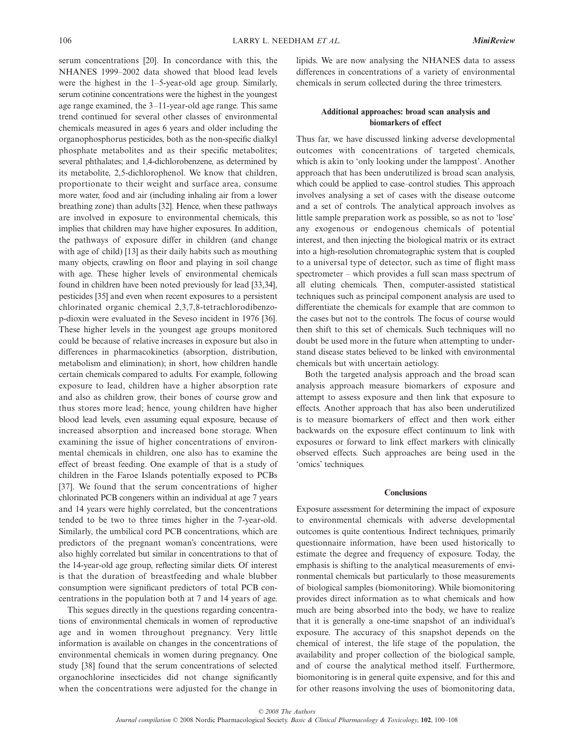serum concentrations [20]. In concordance with this, the NHANES 1999–2002 data showed that blood lead levels were the highest in the 1–5-year-old age group. Similarly, serum cotinine concentrations were the highest in the youngest age range examined, the 3–11-year-old age range. This same trend continued for several other classes of environmental chemicals measured in ages 6 years and older including the organophosphorus pesticides, both as the non-specific dialkyl phosphate metabolites and as their specific metabolites; several phthalates; and 1,4-dichlorobenzene, as determined by its metabolite, 2,5-dichlorophenol. We know that children, proportionate to their weight and surface area, consume more water, food and air (including inhaling air from a lower breathing zone) than adults [32]. Hence, when these pathways are involved in exposure to environmental chemicals, this implies that children may have higher exposures. In addition, the pathways of exposure differ in children (and change with age of child) [13] as their daily habits such as mouthing many objects, crawling on floor and playing in soil change with age. These higher levels of environmental chemicals found in children have been noted previously for lead [33,34], pesticides [35] and even when recent exposures to a persistent chlorinated organic chemical 2,3,7,8-tetrachlorodibenzo-p-dioxin were evaluated in the Seveso incident in 1976 [36]. These higher levels in the youngest age groups monitored could be because of relative increases in exposure but also in differences in pharmacokinetics (absorption, distribution, metabolism and elimination); in short, how children handle certain chemicals compared to adults. For example, following exposure to lead, children have a higher absorption rate and also as children grow, their bones of course grow and thus stores more lead; hence, young children have higher blood lead levels, even assuming equal exposure, because of increased absorption and increased bone storage. When examining the issue of higher concentrations of environmental chemicals in children, one also has to examine the effect of breast feeding. One example of that is a study of children in the Faroe Islands potentially exposed to PCBs [37]. We found that the serum concentrations of higher chlorinated PCB congeners within an individual at age 7 years and 14 years were highly correlated, but the concentrations tended to be two to three times higher in the 7-year-old. Similarly, the umbilical cord PCB concentrations, which are predictors of the pregnant woman's concentrations, were also highly correlated but similar in concentrations to that of the 14-year-old age group, reflecting similar diets. Of interest is that the duration of breastfeeding and whale blubber consumption were significant predictors of total PCB concentrations in the population both at 7 and 14 years of age.

This segues directly in the questions regarding concentrations of environmental chemicals in women of reproductive age and in women throughout pregnancy. Very little information is available on changes in the concentrations of environmental chemicals in women during pregnancy. One study [38] found that the serum concentrations of selected organochlorine insecticides did not change significantly when the concentrations were adjusted for the change in lipids. We are now analysing the NHANES data to assess differences in concentrations of a variety of environmental chemicals in serum collected during the three trimesters.

### Additional approaches: broad scan analysis and biomarkers of effect

Thus far, we have discussed linking adverse developmental outcomes with concentrations of targeted chemicals, which is akin to 'only looking under the lamppost'. Another approach that has been underutilized is broad scan analysis, which could be applied to case–control studies. This approach involves analysing a set of cases with the disease outcome and a set of controls. The analytical approach involves as little sample preparation work as possible, so as not to 'lose' any exogenous or endogenous chemicals of potential interest, and then injecting the biological matrix or its extract into a high-resolution chromatographic system that is coupled to a universal type of detector, such as time of flight mass spectrometer – which provides a full scan mass spectrum of all eluting chemicals. Then, computer-assisted statistical techniques such as principal component analysis are used to differentiate the chemicals for example that are common to the cases but not to the controls. The focus of course would then shift to this set of chemicals. Such techniques will no doubt be used more in the future when attempting to understand disease states believed to be linked with environmental chemicals but with uncertain aetiology.

Both the targeted analysis approach and the broad scan analysis approach measure biomarkers of exposure and attempt to assess exposure and then link that exposure to effects. Another approach that has also been underutilized is to measure biomarkers of effect and then work either backwards on the exposure effect continuum to link with exposures or forward to link effect markers with clinically observed effects. Such approaches are being used in the 'omics' techniques.

### Conclusions

Exposure assessment for determining the impact of exposure to environmental chemicals with adverse developmental outcomes is quite contentious. Indirect techniques, primarily questionnaire information, have been used historically to estimate the degree and frequency of exposure. Today, the emphasis is shifting to the analytical measurements of environmental chemicals but particularly to those measurements of biological samples (biomonitoring). While biomonitoring provides direct information as to what chemicals and how much are being absorbed into the body, we have to realize that it is generally a one-time snapshot of an individual's exposure. The accuracy of this snapshot depends on the chemical of interest, the life stage of the population, the availability and proper collection of the biological sample, and of course the analytical method itself. Furthermore, biomonitoring is in general quite expensive, and for this and for other reasons involving the uses of biomonitoring data,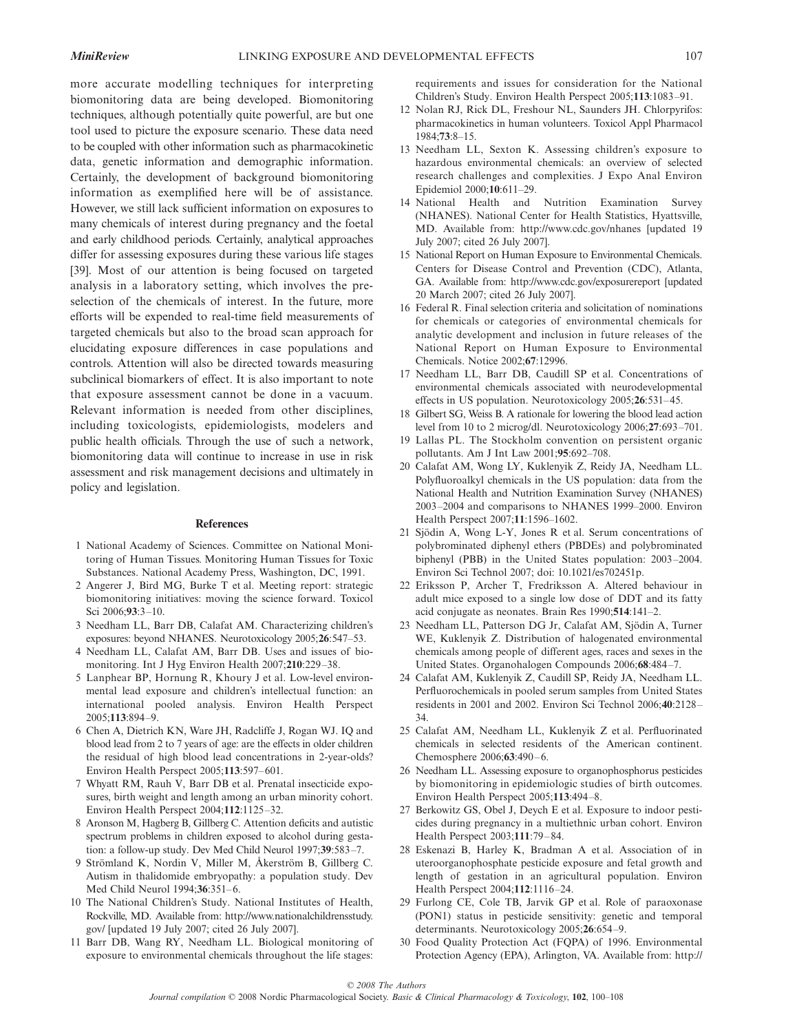more accurate modelling techniques for interpreting biomonitoring data are being developed. Biomonitoring techniques, although potentially quite powerful, are but one tool used to picture the exposure scenario. These data need to be coupled with other information such as pharmacokinetic data, genetic information and demographic information. Certainly, the development of background biomonitoring information as exemplified here will be of assistance. However, we still lack sufficient information on exposures to many chemicals of interest during pregnancy and the foetal and early childhood periods. Certainly, analytical approaches differ for assessing exposures during these various life stages [39]. Most of our attention is being focused on targeted analysis in a laboratory setting, which involves the pre-selection of the chemicals of interest. In the future, more efforts will be expended to real-time field measurements of targeted chemicals but also to the broad scan approach for elucidating exposure differences in case populations and controls. Attention will also be directed towards measuring subclinical biomarkers of effect. It is also important to note that exposure assessment cannot be done in a vacuum. Relevant information is needed from other disciplines, including toxicologists, epidemiologists, modelers and public health officials. Through the use of such a network, biomonitoring data will continue to increase in use in risk assessment and risk management decisions and ultimately in policy and legislation.

## References

1. National Academy of Sciences. Committee on National Monitoring of Human Tissues. Monitoring Human Tissues for Toxic Substances. National Academy Press, Washington, DC, 1991.
2. Angerer J, Bird MG, Burke T et al. Meeting report: strategic biomonitoring initiatives: moving the science forward. Toxicol Sci 2006;**93**:3–10.
3. Needham LL, Barr DB, Calafat AM. Characterizing children's exposures: beyond NHANES. Neurotoxicology 2005;**26**:547–53.
4. Needham LL, Calafat AM, Barr DB. Uses and issues of biomonitoring. Int J Hyg Environ Health 2007;**210**:229–38.
5. Lanphear BP, Hornung R, Khoury J et al. Low-level environmental lead exposure and children's intellectual function: an international pooled analysis. Environ Health Perspect 2005;**113**:894–9.
6. Chen A, Dietrich KN, Ware JH, Radcliffe J, Rogan WJ. IQ and blood lead from 2 to 7 years of age: are the effects in older children the residual of high blood lead concentrations in 2-year-olds? Environ Health Perspect 2005;**113**:597–601.
7. Whyatt RM, Rauh V, Barr DB et al. Prenatal insecticide exposures, birth weight and length among an urban minority cohort. Environ Health Perspect 2004;**112**:1125–32.
8. Aronson M, Hagberg B, Gillberg C. Attention deficits and autistic spectrum problems in children exposed to alcohol during gestation: a follow-up study. Dev Med Child Neurol 1997;**39**:583–7.
9. Strömland K, Nordin V, Miller M, Åkerström B, Gillberg C. Autism in thalidomide embryopathy: a population study. Dev Med Child Neurol 1994;**36**:351–6.
10. The National Children's Study. National Institutes of Health, Rockville, MD. Available from: http://www.nationalchildrensstudy.gov/ [updated 19 July 2007; cited 26 July 2007].
11. Barr DB, Wang RY, Needham LL. Biological monitoring of exposure to environmental chemicals throughout the life stages: requirements and issues for consideration for the National Children's Study. Environ Health Perspect 2005;**113**:1083–91.
12. Nolan RJ, Rick DL, Freshour NL, Saunders JH. Chlorpyrifos: pharmacokinetics in human volunteers. Toxicol Appl Pharmacol 1984;**73**:8–15.
13. Needham LL, Sexton K. Assessing children's exposure to hazardous environmental chemicals: an overview of selected research challenges and complexities. J Expo Anal Environ Epidemiol 2000;**10**:611–29.
14. National Health and Nutrition Examination Survey (NHANES). National Center for Health Statistics, Hyattsville, MD. Available from: http://www.cdc.gov/nhanes [updated 19 July 2007; cited 26 July 2007].
15. National Report on Human Exposure to Environmental Chemicals. Centers for Disease Control and Prevention (CDC), Atlanta, GA. Available from: http://www.cdc.gov/exposurereport [updated 20 March 2007; cited 26 July 2007].
16. Federal R. Final selection criteria and solicitation of nominations for chemicals or categories of environmental chemicals for analytic development and inclusion in future releases of the National Report on Human Exposure to Environmental Chemicals. Notice 2002;**67**:12996.
17. Needham LL, Barr DB, Caudill SP et al. Concentrations of environmental chemicals associated with neurodevelopmental effects in US population. Neurotoxicology 2005;**26**:531–45.
18. Gilbert SG, Weiss B. A rationale for lowering the blood lead action level from 10 to 2 microg/dl. Neurotoxicology 2006;**27**:693–701.
19. Lallas PL. The Stockholm convention on persistent organic pollutants. Am J Int Law 2001;**95**:692–708.
20. Calafat AM, Wong LY, Kuklenyik Z, Reidy JA, Needham LL. Polyfluoroalkyl chemicals in the US population: data from the National Health and Nutrition Examination Survey (NHANES) 2003–2004 and comparisons to NHANES 1999–2000. Environ Health Perspect 2007;**11**:1596–1602.
21. Sjödin A, Wong L-Y, Jones R et al. Serum concentrations of polybrominated diphenyl ethers (PBDEs) and polybrominated biphenyl (PBB) in the United States population: 2003–2004. Environ Sci Technol 2007; doi: 10.1021/es702451p.
22. Eriksson P, Archer T, Fredriksson A. Altered behaviour in adult mice exposed to a single low dose of DDT and its fatty acid conjugate as neonates. Brain Res 1990;**514**:141–2.
23. Needham LL, Patterson DG Jr, Calafat AM, Sjödin A, Turner WE, Kuklenyik Z. Distribution of halogenated environmental chemicals among people of different ages, races and sexes in the United States. Organohalogen Compounds 2006;**68**:484–7.
24. Calafat AM, Kuklenyik Z, Caudill SP, Reidy JA, Needham LL. Perfluorochemicals in pooled serum samples from United States residents in 2001 and 2002. Environ Sci Technol 2006;**40**:2128–34.
25. Calafat AM, Needham LL, Kuklenyik Z et al. Perfluorinated chemicals in selected residents of the American continent. Chemosphere 2006;**63**:490–6.
26. Needham LL. Assessing exposure to organophosphorus pesticides by biomonitoring in epidemiologic studies of birth outcomes. Environ Health Perspect 2005;**113**:494–8.
27. Berkowitz GS, Obel J, Deych E et al. Exposure to indoor pesticides during pregnancy in a multiethnic urban cohort. Environ Health Perspect 2003;**111**:79–84.
28. Eskenazi B, Harley K, Bradman A et al. Association of in uteroorganophosphate pesticide exposure and fetal growth and length of gestation in an agricultural population. Environ Health Perspect 2004;**112**:1116–24.
29. Furlong CE, Cole TB, Jarvik GP et al. Role of paraoxonase (PON1) status in pesticide sensitivity: genetic and temporal determinants. Neurotoxicology 2005;**26**:654–9.
30. Food Quality Protection Act (FQPA) of 1996. Environmental Protection Agency (EPA), Arlington, VA. Available from: http://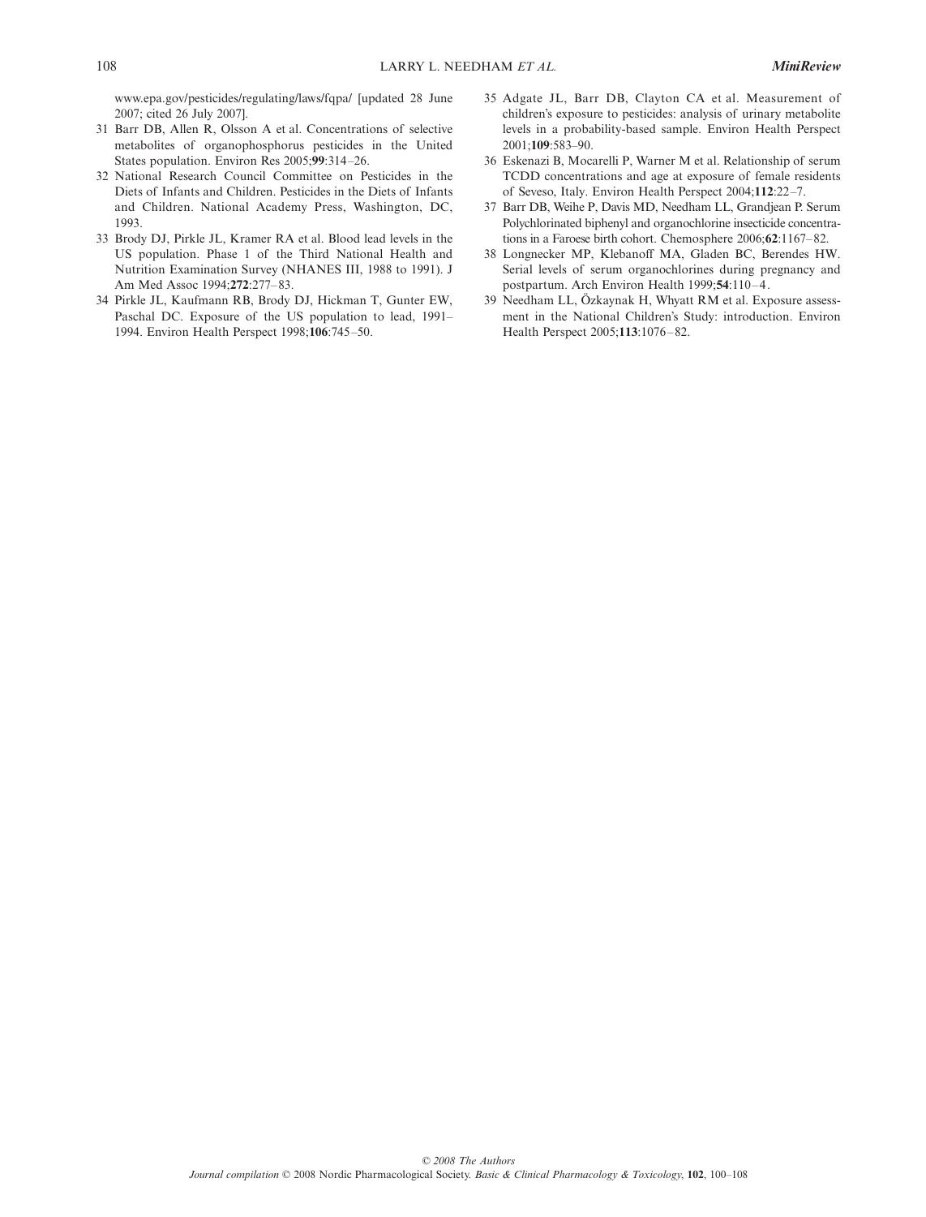www.epa.gov/pesticides/regulating/laws/fqpa/ [updated 28 June 2007; cited 26 July 2007].

31 Barr DB, Allen R, Olsson A et al. Concentrations of selective metabolites of organophosphorus pesticides in the United States population. Environ Res 2005;**99**:314–26.

32 National Research Council Committee on Pesticides in the Diets of Infants and Children. Pesticides in the Diets of Infants and Children. National Academy Press, Washington, DC, 1993.

33 Brody DJ, Pirkle JL, Kramer RA et al. Blood lead levels in the US population. Phase 1 of the Third National Health and Nutrition Examination Survey (NHANES III, 1988 to 1991). J Am Med Assoc 1994;**272**:277–83.

34 Pirkle JL, Kaufmann RB, Brody DJ, Hickman T, Gunter EW, Paschal DC. Exposure of the US population to lead, 1991–1994. Environ Health Perspect 1998;**106**:745–50.

35 Adgate JL, Barr DB, Clayton CA et al. Measurement of children's exposure to pesticides: analysis of urinary metabolite levels in a probability-based sample. Environ Health Perspect 2001;**109**:583–90.

36 Eskenazi B, Mocarelli P, Warner M et al. Relationship of serum TCDD concentrations and age at exposure of female residents of Seveso, Italy. Environ Health Perspect 2004;**112**:22–7.

37 Barr DB, Weihe P, Davis MD, Needham LL, Grandjean P. Serum Polychlorinated biphenyl and organochlorine insecticide concentrations in a Faroese birth cohort. Chemosphere 2006;**62**:1167–82.

38 Longnecker MP, Klebanoff MA, Gladen BC, Berendes HW. Serial levels of serum organochlorines during pregnancy and postpartum. Arch Environ Health 1999;**54**:110–4.

39 Needham LL, Özkaynak H, Whyatt RM et al. Exposure assessment in the National Children's Study: introduction. Environ Health Perspect 2005;**113**:1076–82.